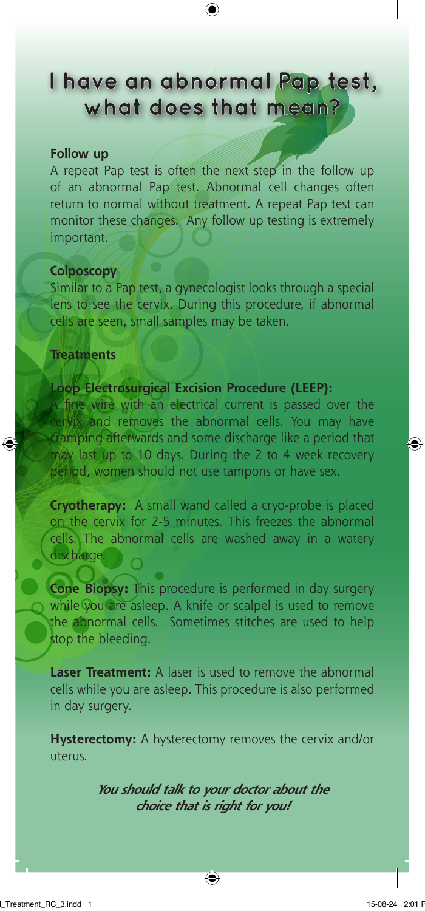# I have an abnormal Pap test, what does that mean?

## Follow up

A repeat Pap test is often the next step in the follow up of an abnormal Pap test. Abnormal cell changes often return to normal without treatment. A repeat Pap test can monitor these changes. Any follow up testing is extremely important.

## Colposcopy

Similar to a Pap test, a gynecologist looks through a special lens to see the cervix. During this procedure, if abnormal cells are seen, small samples may be taken.

## Treatments

### Loop Electrosurgical Excision Procedure (LEEP):

A fine wire with an electrical current is passed over the cervix and removes the abnormal cells. You may have cramping afterwards and some discharge like a period that may last up to 10 days. During the 2 to 4 week recovery period, women should not use tampons or have sex.

**Cryotherapy:** A small wand called a cryo-probe is placed on the cervix for 2-5 minutes. This freezes the abnormal cells. The abnormal cells are washed away in a watery discharge.

**Cone Biopsy:** This procedure is performed in day surgery while you are asleep. A knife or scalpel is used to remove the abnormal cells. Sometimes stitches are used to help stop the bleeding.

**Laser Treatment:** A laser is used to remove the abnormal cells while you are asleep. This procedure is also performed in day surgery.

**Hysterectomy:** A hysterectomy removes the cervix and/or uterus.

***You should talk to your doctor about the choice that is right for you!***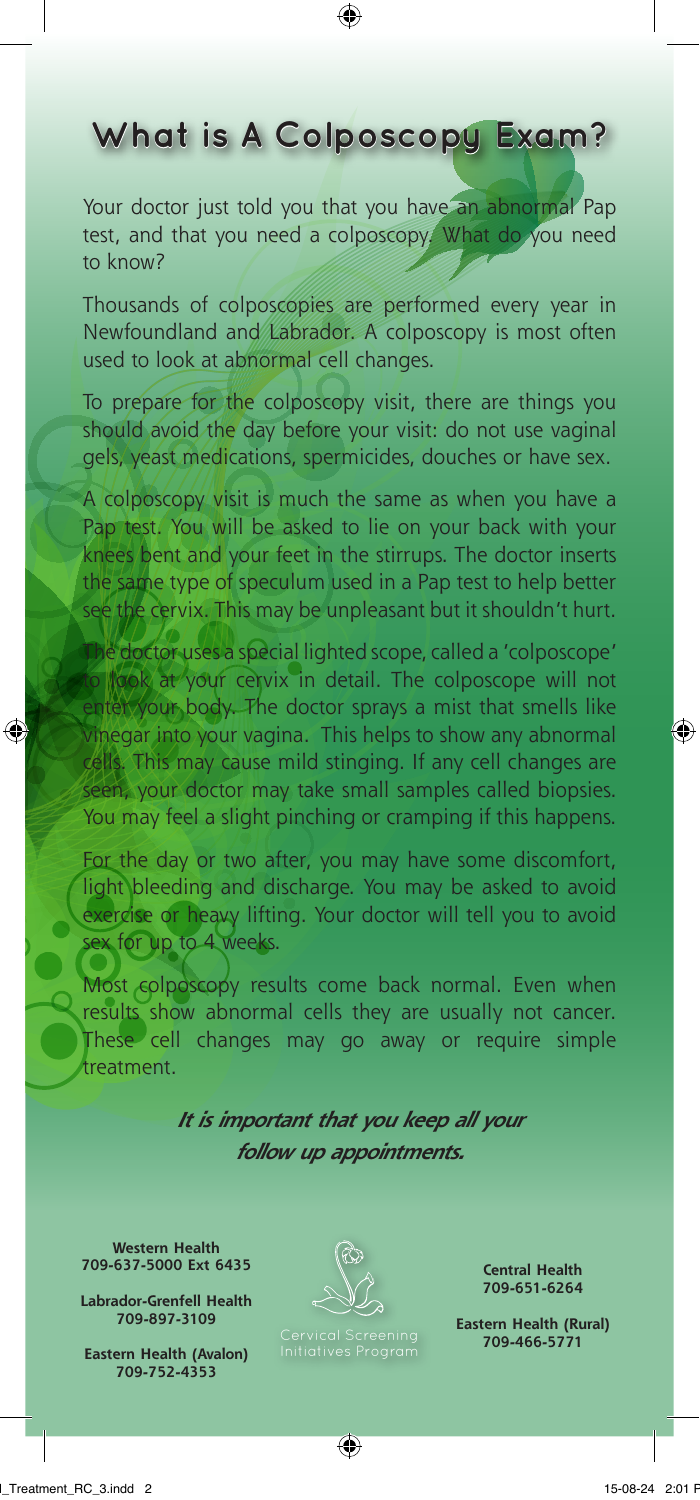# What is A Colposcopy Exam?

Your doctor just told you that you have an abnormal Pap test, and that you need a colposcopy. What do you need to know?

Thousands of colposcopies are performed every year in Newfoundland and Labrador. A colposcopy is most often used to look at abnormal cell changes.

To prepare for the colposcopy visit, there are things you should avoid the day before your visit: do not use vaginal gels, yeast medications, spermicides, douches or have sex.

A colposcopy visit is much the same as when you have a Pap test. You will be asked to lie on your back with your knees bent and your feet in the stirrups. The doctor inserts the same type of speculum used in a Pap test to help better see the cervix. This may be unpleasant but it shouldn't hurt.

The doctor uses a special lighted scope, called a 'colposcope' to look at your cervix in detail. The colposcope will not enter your body. The doctor sprays a mist that smells like vinegar into your vagina. This helps to show any abnormal cells. This may cause mild stinging. If any cell changes are seen, your doctor may take small samples called biopsies. You may feel a slight pinching or cramping if this happens.

For the day or two after, you may have some discomfort, light bleeding and discharge. You may be asked to avoid exercise or heavy lifting. Your doctor will tell you to avoid sex for up to 4 weeks.

Most colposcopy results come back normal. Even when results show abnormal cells they are usually not cancer. These cell changes may go away or require simple treatment.

***It is important that you keep all your follow up appointments.***

**Western Health**
**709-637-5000 Ext 6435**

**Labrador-Grenfell Health**
**709-897-3109**

**Eastern Health (Avalon)**
**709-752-4353**

Cervical Screening Initiatives Program

**Central Health**
**709-651-6264**

**Eastern Health (Rural)**
**709-466-5771**